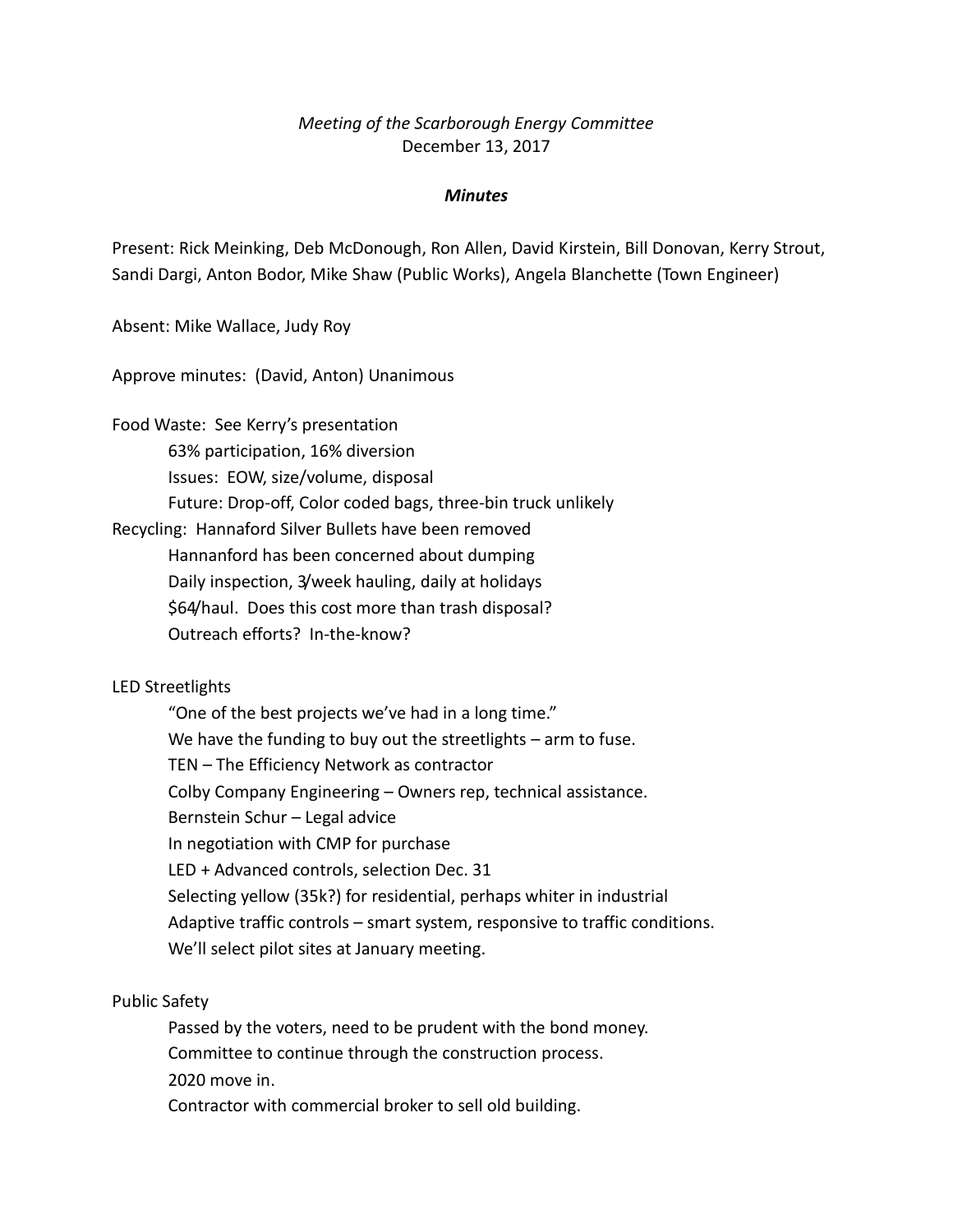*Meeting of the Scarborough Energy Committee*
December 13, 2017

***Minutes***

Present: Rick Meinking, Deb McDonough, Ron Allen, David Kirstein, Bill Donovan, Kerry Strout, Sandi Dargi, Anton Bodor, Mike Shaw (Public Works), Angela Blanchette (Town Engineer)

Absent: Mike Wallace, Judy Roy

Approve minutes: (David, Anton) Unanimous

Food Waste: See Kerry's presentation
- 63% participation, 16% diversion
- Issues: EOW, size/volume, disposal
- Future: Drop-off, Color coded bags, three-bin truck unlikely

Recycling: Hannaford Silver Bullets have been removed
- Hannanford has been concerned about dumping
- Daily inspection, 3/week hauling, daily at holidays
- $64/haul. Does this cost more than trash disposal?
- Outreach efforts? In-the-know?

LED Streetlights
- "One of the best projects we've had in a long time."
- We have the funding to buy out the streetlights – arm to fuse.
- TEN – The Efficiency Network as contractor
- Colby Company Engineering – Owners rep, technical assistance.
- Bernstein Schur – Legal advice
- In negotiation with CMP for purchase
- LED + Advanced controls, selection Dec. 31
- Selecting yellow (35k?) for residential, perhaps whiter in industrial
- Adaptive traffic controls – smart system, responsive to traffic conditions.
- We'll select pilot sites at January meeting.

Public Safety
- Passed by the voters, need to be prudent with the bond money.
- Committee to continue through the construction process.
- 2020 move in.
- Contractor with commercial broker to sell old building.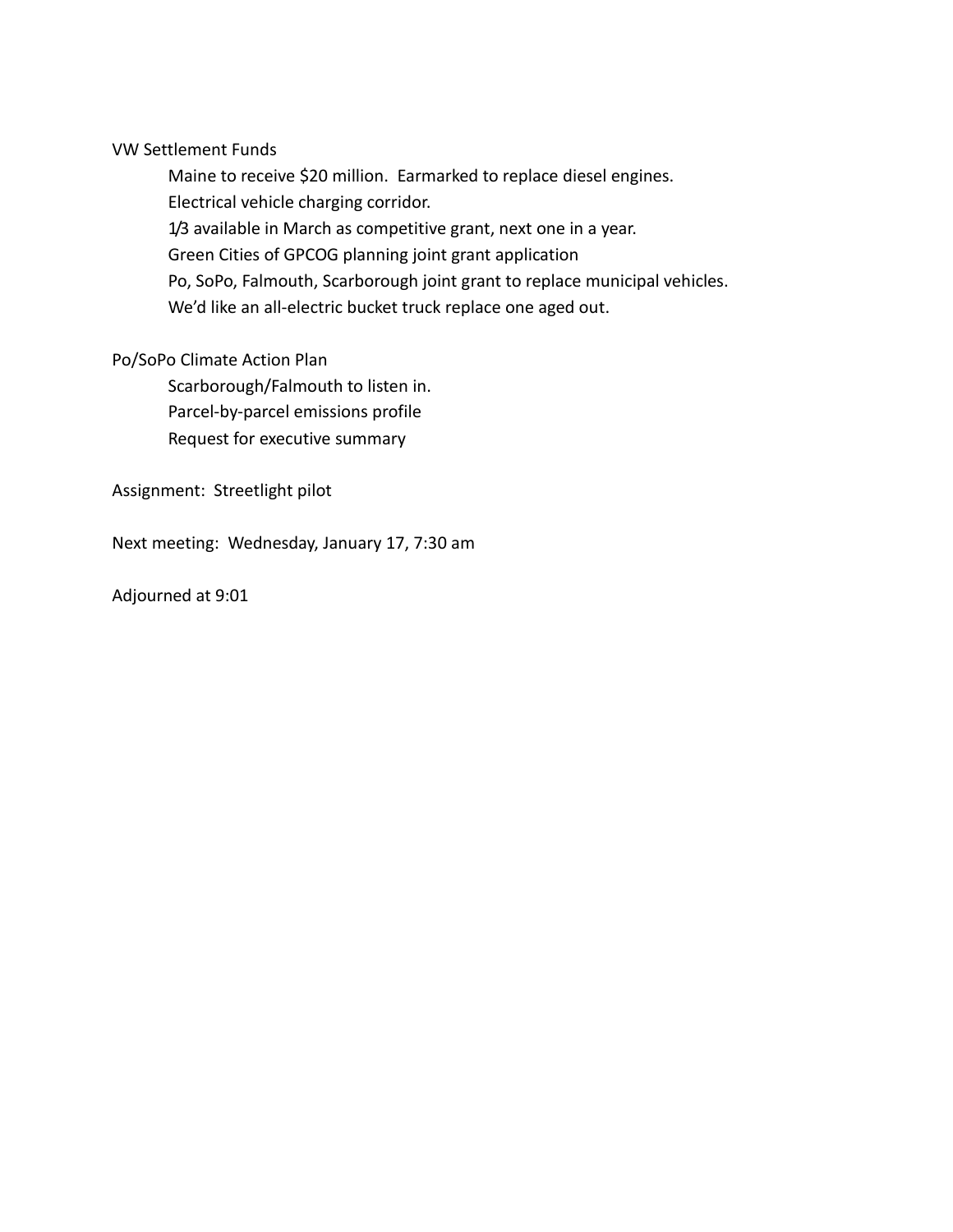VW Settlement Funds

- Maine to receive $20 million.  Earmarked to replace diesel engines.
- Electrical vehicle charging corridor.
- 1/3 available in March as competitive grant, next one in a year.
- Green Cities of GPCOG planning joint grant application
- Po, SoPo, Falmouth, Scarborough joint grant to replace municipal vehicles.
- We'd like an all-electric bucket truck replace one aged out.

Po/SoPo Climate Action Plan

- Scarborough/Falmouth to listen in.
- Parcel-by-parcel emissions profile
- Request for executive summary

Assignment:  Streetlight pilot

Next meeting:  Wednesday, January 17, 7:30 am

Adjourned at 9:01